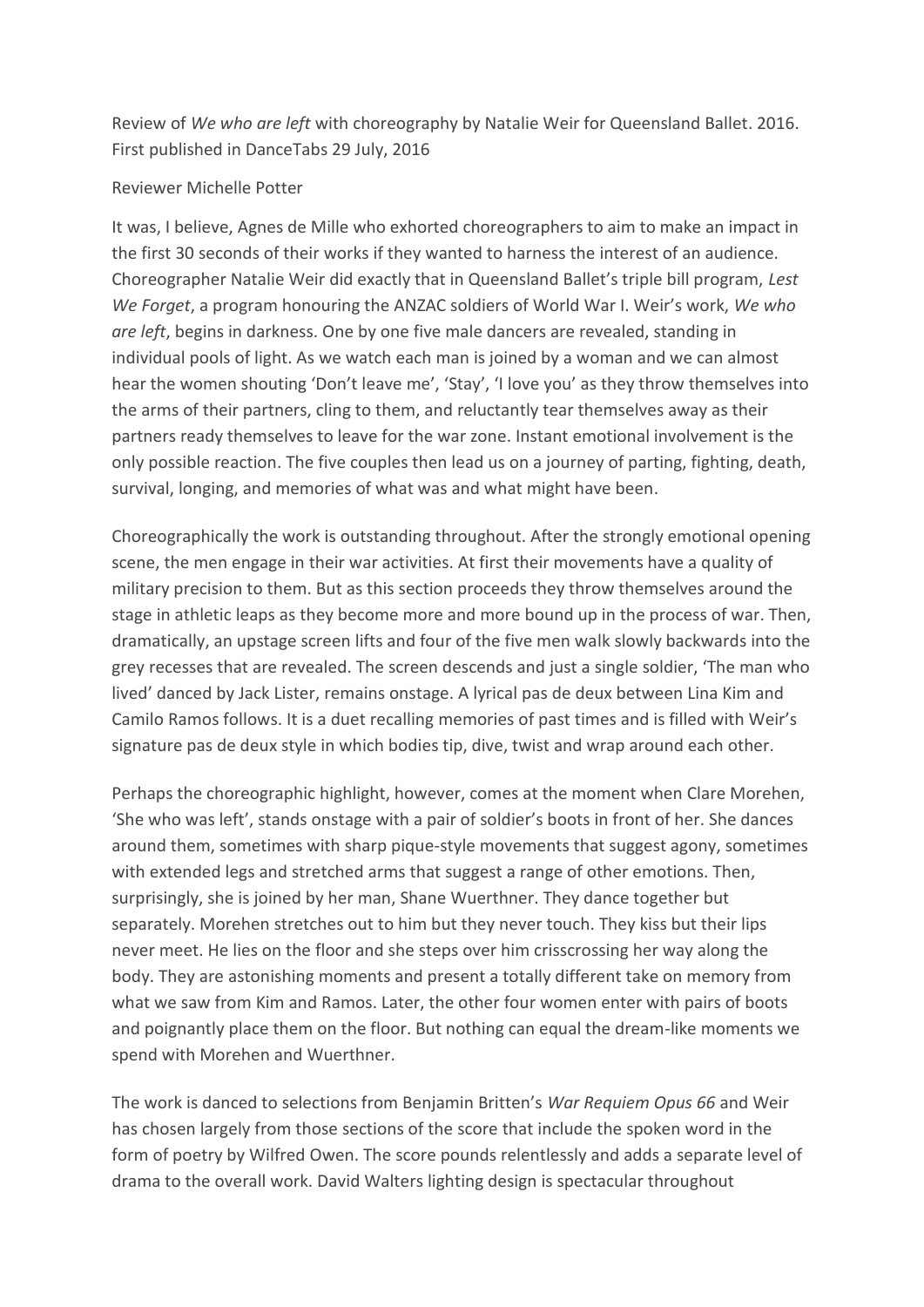Review of *We who are left* with choreography by Natalie Weir for Queensland Ballet. 2016. First published in DanceTabs 29 July, 2016

Reviewer Michelle Potter

It was, I believe, Agnes de Mille who exhorted choreographers to aim to make an impact in the first 30 seconds of their works if they wanted to harness the interest of an audience. Choreographer Natalie Weir did exactly that in Queensland Ballet's triple bill program, *Lest We Forget*, a program honouring the ANZAC soldiers of World War I. Weir's work, *We who are left*, begins in darkness. One by one five male dancers are revealed, standing in individual pools of light. As we watch each man is joined by a woman and we can almost hear the women shouting 'Don't leave me', 'Stay', 'I love you' as they throw themselves into the arms of their partners, cling to them, and reluctantly tear themselves away as their partners ready themselves to leave for the war zone. Instant emotional involvement is the only possible reaction. The five couples then lead us on a journey of parting, fighting, death, survival, longing, and memories of what was and what might have been.

Choreographically the work is outstanding throughout. After the strongly emotional opening scene, the men engage in their war activities. At first their movements have a quality of military precision to them. But as this section proceeds they throw themselves around the stage in athletic leaps as they become more and more bound up in the process of war. Then, dramatically, an upstage screen lifts and four of the five men walk slowly backwards into the grey recesses that are revealed. The screen descends and just a single soldier, 'The man who lived' danced by Jack Lister, remains onstage. A lyrical pas de deux between Lina Kim and Camilo Ramos follows. It is a duet recalling memories of past times and is filled with Weir's signature pas de deux style in which bodies tip, dive, twist and wrap around each other.

Perhaps the choreographic highlight, however, comes at the moment when Clare Morehen, 'She who was left', stands onstage with a pair of soldier's boots in front of her. She dances around them, sometimes with sharp pique-style movements that suggest agony, sometimes with extended legs and stretched arms that suggest a range of other emotions. Then, surprisingly, she is joined by her man, Shane Wuerthner. They dance together but separately. Morehen stretches out to him but they never touch. They kiss but their lips never meet. He lies on the floor and she steps over him crisscrossing her way along the body. They are astonishing moments and present a totally different take on memory from what we saw from Kim and Ramos. Later, the other four women enter with pairs of boots and poignantly place them on the floor. But nothing can equal the dream-like moments we spend with Morehen and Wuerthner.

The work is danced to selections from Benjamin Britten's *War Requiem Opus 66* and Weir has chosen largely from those sections of the score that include the spoken word in the form of poetry by Wilfred Owen. The score pounds relentlessly and adds a separate level of drama to the overall work. David Walters lighting design is spectacular throughout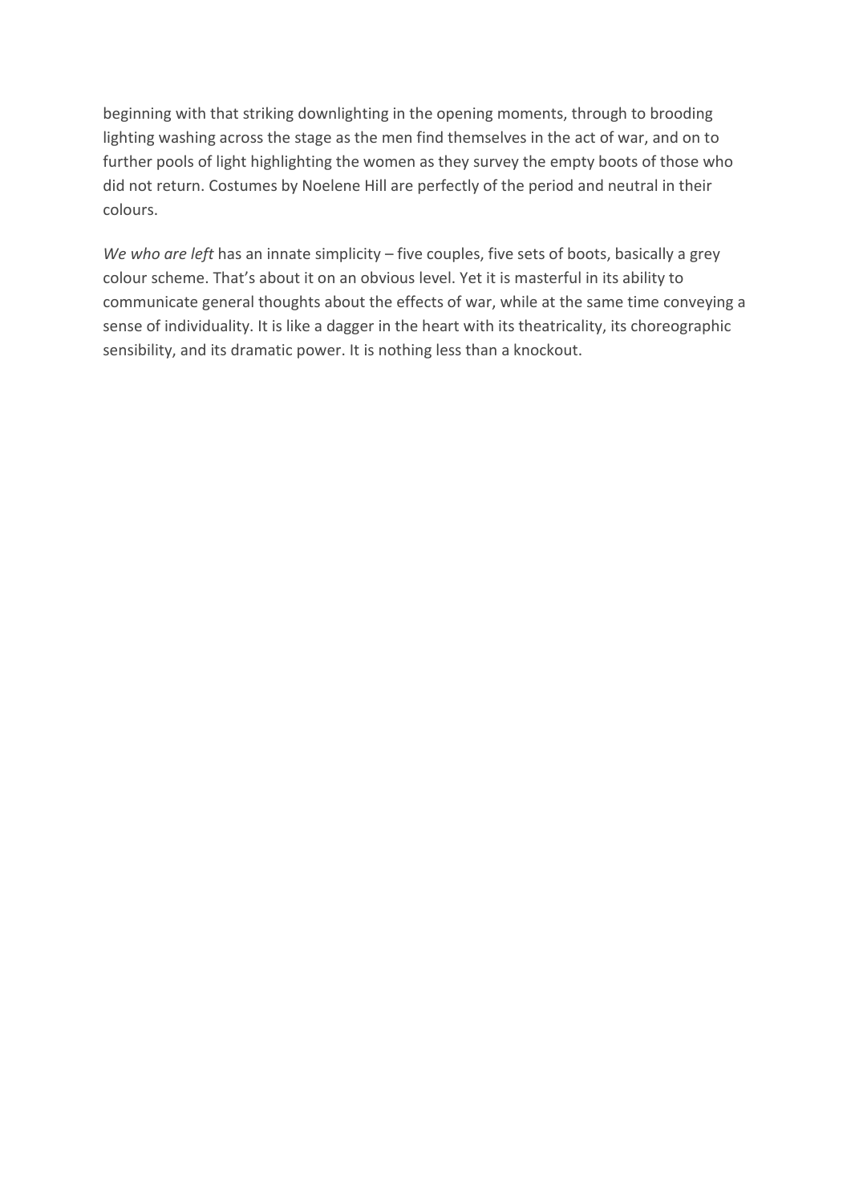beginning with that striking downlighting in the opening moments, through to brooding lighting washing across the stage as the men find themselves in the act of war, and on to further pools of light highlighting the women as they survey the empty boots of those who did not return. Costumes by Noelene Hill are perfectly of the period and neutral in their colours.

*We who are left* has an innate simplicity – five couples, five sets of boots, basically a grey colour scheme. That's about it on an obvious level. Yet it is masterful in its ability to communicate general thoughts about the effects of war, while at the same time conveying a sense of individuality. It is like a dagger in the heart with its theatricality, its choreographic sensibility, and its dramatic power. It is nothing less than a knockout.